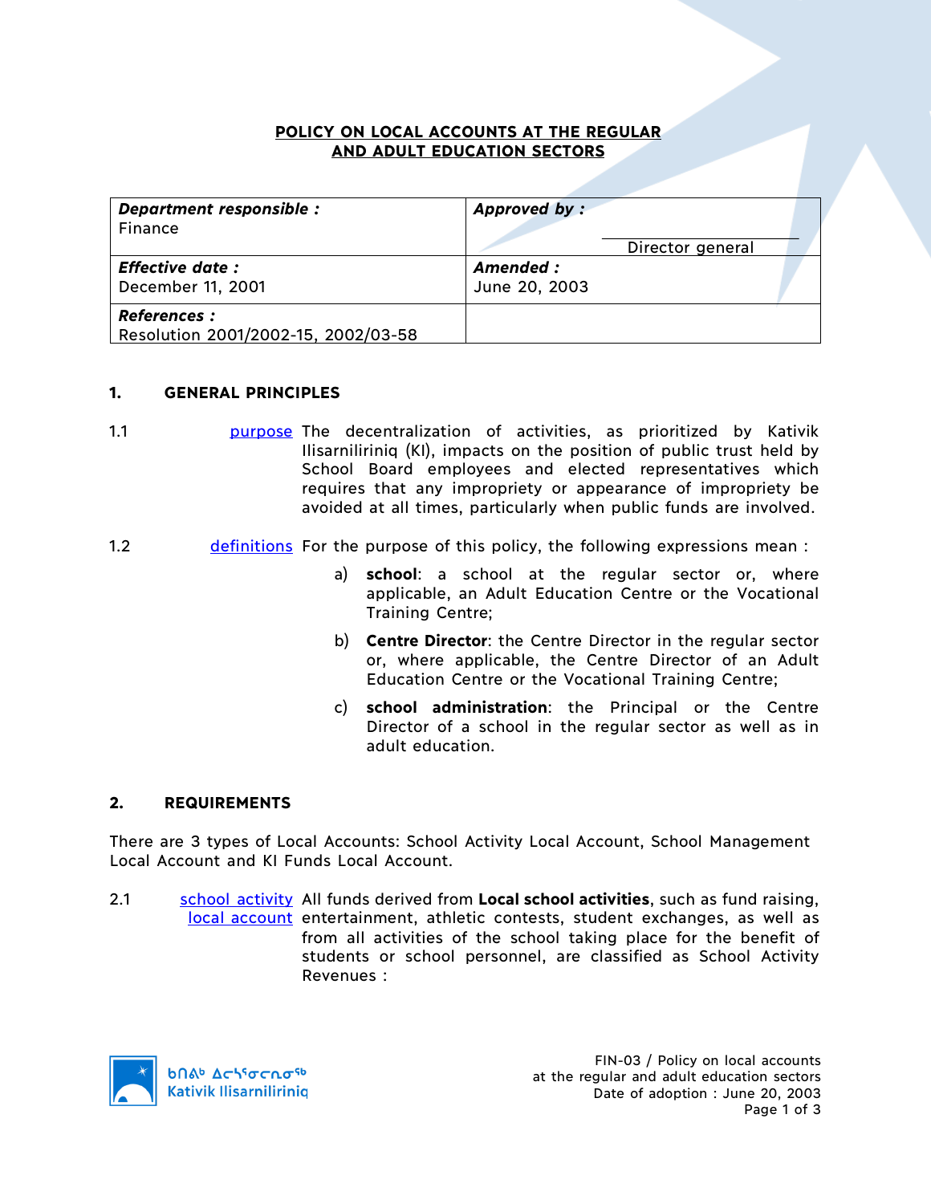# POLICY ON LOCAL ACCOUNTS AT THE REGULAR AND ADULT EDUCATION SECTORS

| ***Department responsible :*** Finance | ***Approved by :*** Director general |
| --- | --- |
| ***Effective date :*** December 11, 2001 | ***Amended :*** June 20, 2003 |
| ***References :*** Resolution 2001/2002-15, 2002/03-58 | |

## 1. GENERAL PRINCIPLES

1.1 purpose — The decentralization of activities, as prioritized by Kativik Ilisarniliriniq (KI), impacts on the position of public trust held by School Board employees and elected representatives which requires that any impropriety or appearance of impropriety be avoided at all times, particularly when public funds are involved.

1.2 definitions — For the purpose of this policy, the following expressions mean :

a) **school**: a school at the regular sector or, where applicable, an Adult Education Centre or the Vocational Training Centre;

b) **Centre Director**: the Centre Director in the regular sector or, where applicable, the Centre Director of an Adult Education Centre or the Vocational Training Centre;

c) **school administration**: the Principal or the Centre Director of a school in the regular sector as well as in adult education.

## 2. REQUIREMENTS

There are 3 types of Local Accounts: School Activity Local Account, School Management Local Account and KI Funds Local Account.

2.1 school activity local account — All funds derived from **Local school activities**, such as fund raising, entertainment, athletic contests, student exchanges, as well as from all activities of the school taking place for the benefit of students or school personnel, are classified as School Activity Revenues :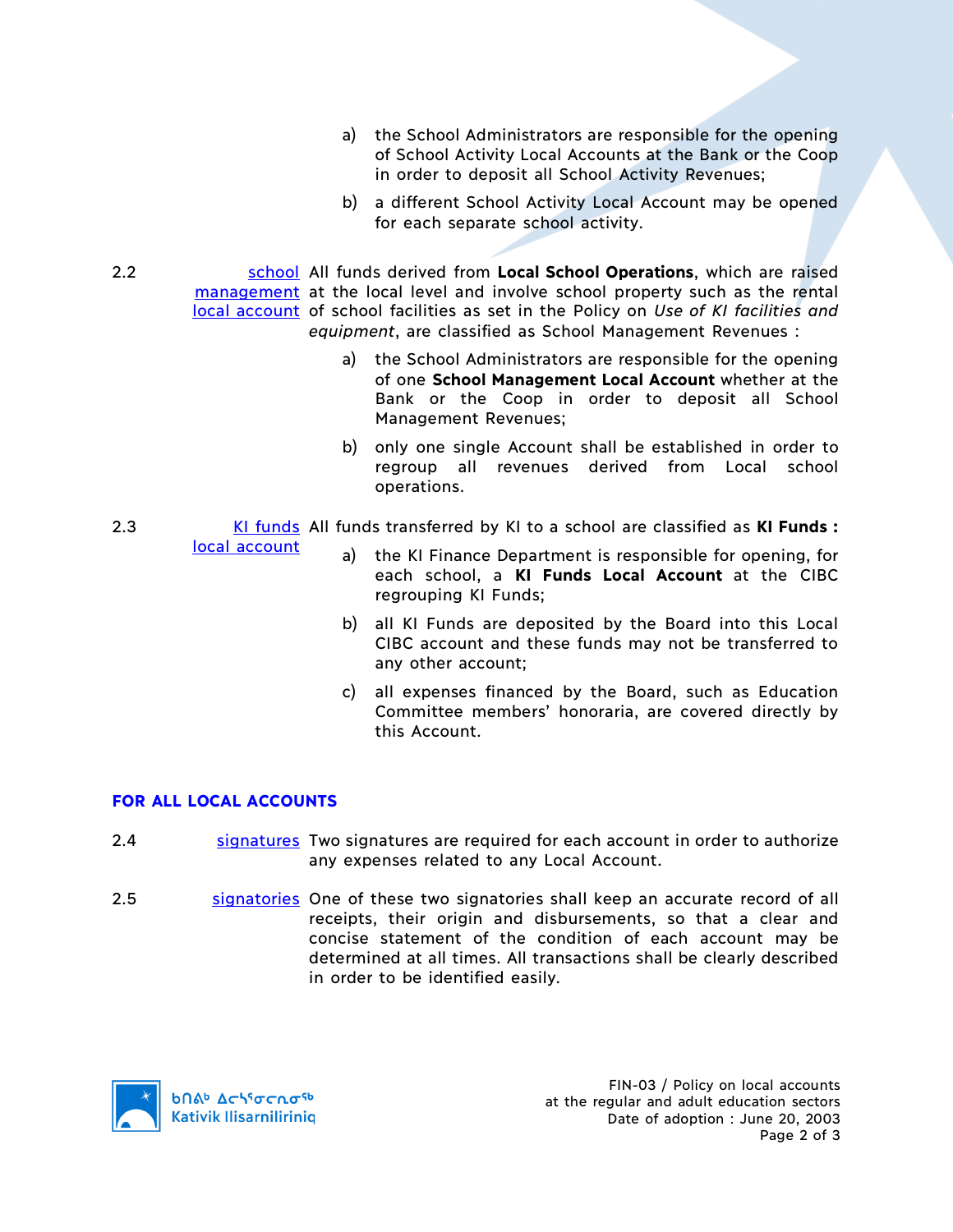a) the School Administrators are responsible for the opening of School Activity Local Accounts at the Bank or the Coop in order to deposit all School Activity Revenues;

b) a different School Activity Local Account may be opened for each separate school activity.

2.2 school management local account — All funds derived from **Local School Operations**, which are raised at the local level and involve school property such as the rental of school facilities as set in the Policy on *Use of KI facilities and equipment*, are classified as School Management Revenues :

a) the School Administrators are responsible for the opening of one **School Management Local Account** whether at the Bank or the Coop in order to deposit all School Management Revenues;

b) only one single Account shall be established in order to regroup all revenues derived from Local school operations.

2.3 KI funds local account — All funds transferred by KI to a school are classified as **KI Funds :**

a) the KI Finance Department is responsible for opening, for each school, a **KI Funds Local Account** at the CIBC regrouping KI Funds;

b) all KI Funds are deposited by the Board into this Local CIBC account and these funds may not be transferred to any other account;

c) all expenses financed by the Board, such as Education Committee members' honoraria, are covered directly by this Account.

## FOR ALL LOCAL ACCOUNTS

2.4 signatures — Two signatures are required for each account in order to authorize any expenses related to any Local Account.

2.5 signatories — One of these two signatories shall keep an accurate record of all receipts, their origin and disbursements, so that a clear and concise statement of the condition of each account may be determined at all times. All transactions shall be clearly described in order to be identified easily.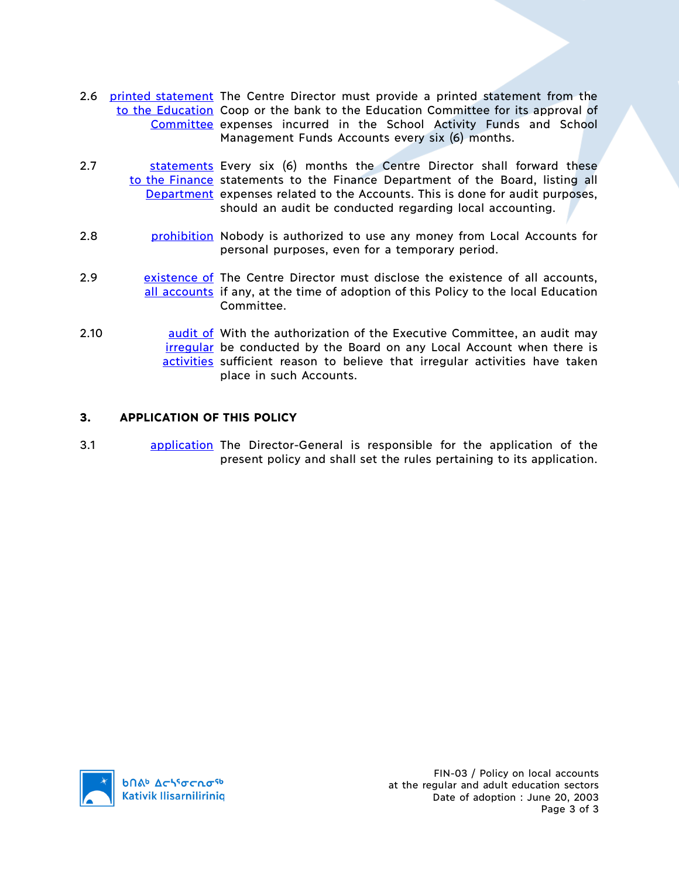2.6 **printed statement to the Education Committee** The Centre Director must provide a printed statement from the Coop or the bank to the Education Committee for its approval of expenses incurred in the School Activity Funds and School Management Funds Accounts every six (6) months.

2.7 **statements to the Finance Department** Every six (6) months the Centre Director shall forward these statements to the Finance Department of the Board, listing all expenses related to the Accounts. This is done for audit purposes, should an audit be conducted regarding local accounting.

2.8 **prohibition** Nobody is authorized to use any money from Local Accounts for personal purposes, even for a temporary period.

2.9 **existence of all accounts** The Centre Director must disclose the existence of all accounts, if any, at the time of adoption of this Policy to the local Education Committee.

2.10 **audit of irregular activities** With the authorization of the Executive Committee, an audit may be conducted by the Board on any Local Account when there is sufficient reason to believe that irregular activities have taken place in such Accounts.

## 3. APPLICATION OF THIS POLICY

3.1 **application** The Director-General is responsible for the application of the present policy and shall set the rules pertaining to its application.